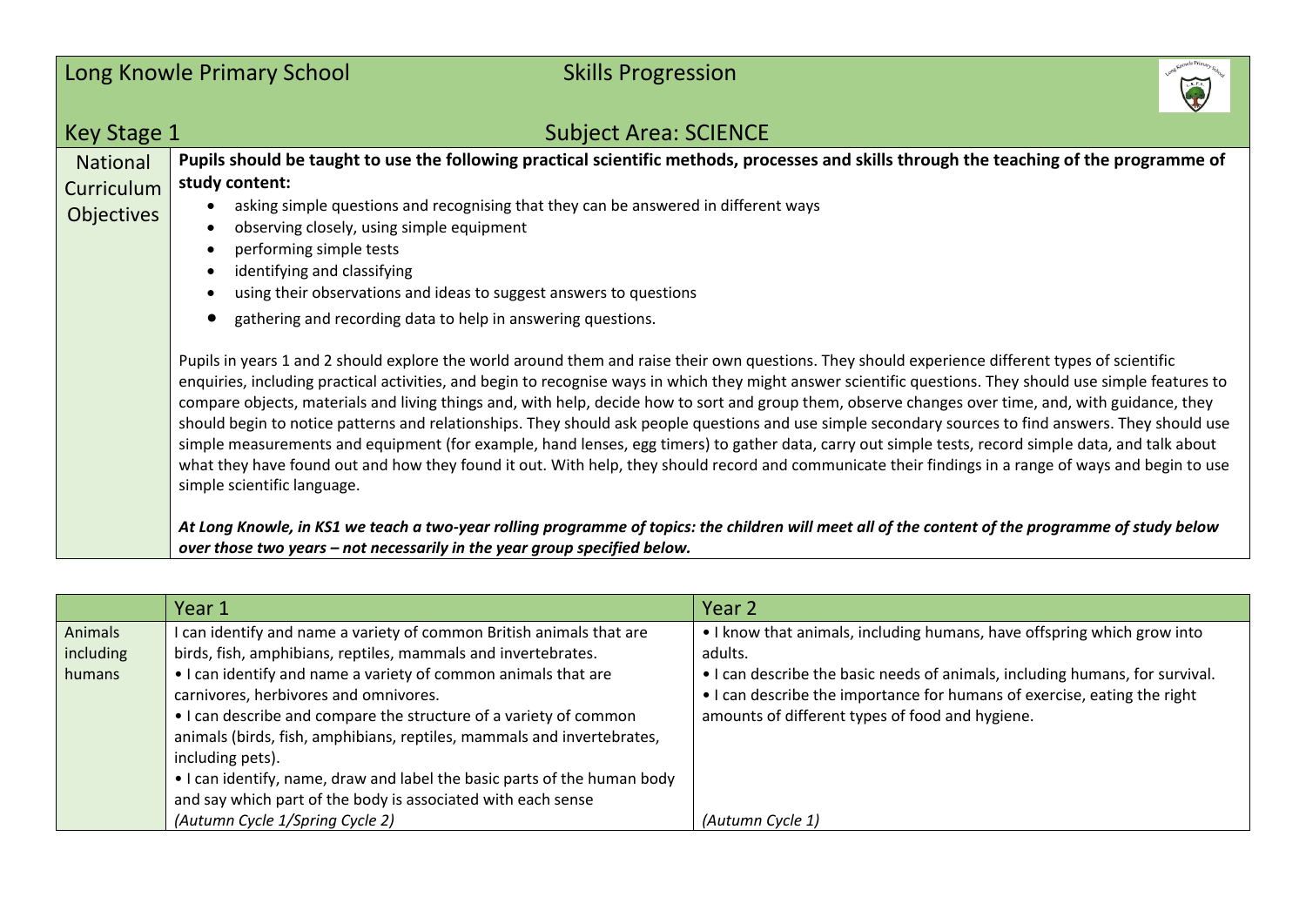# Long Knowle Primary School — Skills Progression

## Key Stage 1 — Subject Area: SCIENCE

| National Curriculum Objectives | |
|---|---|
| National Curriculum Objectives | **Pupils should be taught to use the following practical scientific methods, processes and skills through the teaching of the programme of study content:**<br>• asking simple questions and recognising that they can be answered in different ways<br>• observing closely, using simple equipment<br>• performing simple tests<br>• identifying and classifying<br>• using their observations and ideas to suggest answers to questions<br>• gathering and recording data to help in answering questions.<br><br>Pupils in years 1 and 2 should explore the world around them and raise their own questions. They should experience different types of scientific enquiries, including practical activities, and begin to recognise ways in which they might answer scientific questions. They should use simple features to compare objects, materials and living things and, with help, decide how to sort and group them, observe changes over time, and, with guidance, they should begin to notice patterns and relationships. They should ask people questions and use simple secondary sources to find answers. They should use simple measurements and equipment (for example, hand lenses, egg timers) to gather data, carry out simple tests, record simple data, and talk about what they have found out and how they found it out. With help, they should record and communicate their findings in a range of ways and begin to use simple scientific language.<br><br>***At Long Knowle, in KS1 we teach a two-year rolling programme of topics: the children will meet all of the content of the programme of study below over those two years – not necessarily in the year group specified below.*** |

| | Year 1 | Year 2 |
|---|---|---|
| Animals including humans | I can identify and name a variety of common British animals that are birds, fish, amphibians, reptiles, mammals and invertebrates.<br>• I can identify and name a variety of common animals that are carnivores, herbivores and omnivores.<br>• I can describe and compare the structure of a variety of common animals (birds, fish, amphibians, reptiles, mammals and invertebrates, including pets).<br>• I can identify, name, draw and label the basic parts of the human body and say which part of the body is associated with each sense<br>*(Autumn Cycle 1/Spring Cycle 2)* | • I know that animals, including humans, have offspring which grow into adults.<br>• I can describe the basic needs of animals, including humans, for survival.<br>• I can describe the importance for humans of exercise, eating the right amounts of different types of food and hygiene.<br>*(Autumn Cycle 1)* |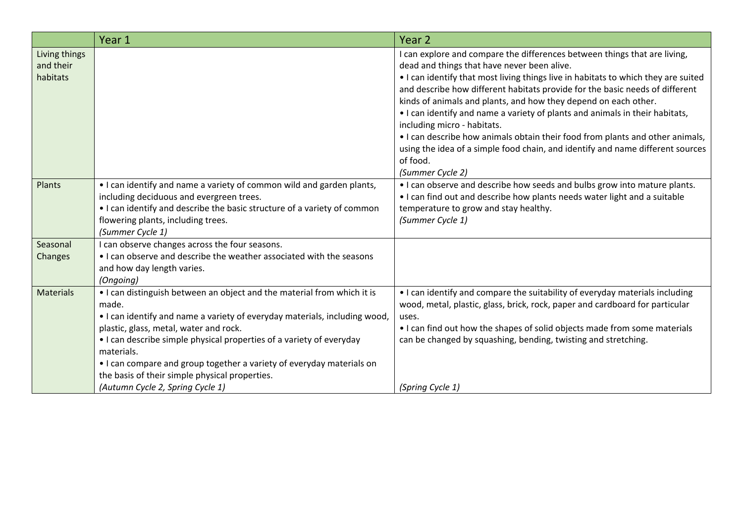| | Year 1 | Year 2 |
|---|---|---|
| Living things and their habitats | | I can explore and compare the differences between things that are living, dead and things that have never been alive.<br>• I can identify that most living things live in habitats to which they are suited and describe how different habitats provide for the basic needs of different kinds of animals and plants, and how they depend on each other.<br>• I can identify and name a variety of plants and animals in their habitats, including micro - habitats.<br>• I can describe how animals obtain their food from plants and other animals, using the idea of a simple food chain, and identify and name different sources of food.<br>*(Summer Cycle 2)* |
| Plants | • I can identify and name a variety of common wild and garden plants, including deciduous and evergreen trees.<br>• I can identify and describe the basic structure of a variety of common flowering plants, including trees.<br>*(Summer Cycle 1)* | • I can observe and describe how seeds and bulbs grow into mature plants.<br>• I can find out and describe how plants needs water light and a suitable temperature to grow and stay healthy.<br>*(Summer Cycle 1)* |
| Seasonal Changes | I can observe changes across the four seasons.<br>• I can observe and describe the weather associated with the seasons and how day length varies.<br>*(Ongoing)* | |
| Materials | • I can distinguish between an object and the material from which it is made.<br>• I can identify and name a variety of everyday materials, including wood, plastic, glass, metal, water and rock.<br>• I can describe simple physical properties of a variety of everyday materials.<br>• I can compare and group together a variety of everyday materials on the basis of their simple physical properties.<br>*(Autumn Cycle 2, Spring Cycle 1)* | • I can identify and compare the suitability of everyday materials including wood, metal, plastic, glass, brick, rock, paper and cardboard for particular uses.<br>• I can find out how the shapes of solid objects made from some materials can be changed by squashing, bending, twisting and stretching.<br>*(Spring Cycle 1)* |